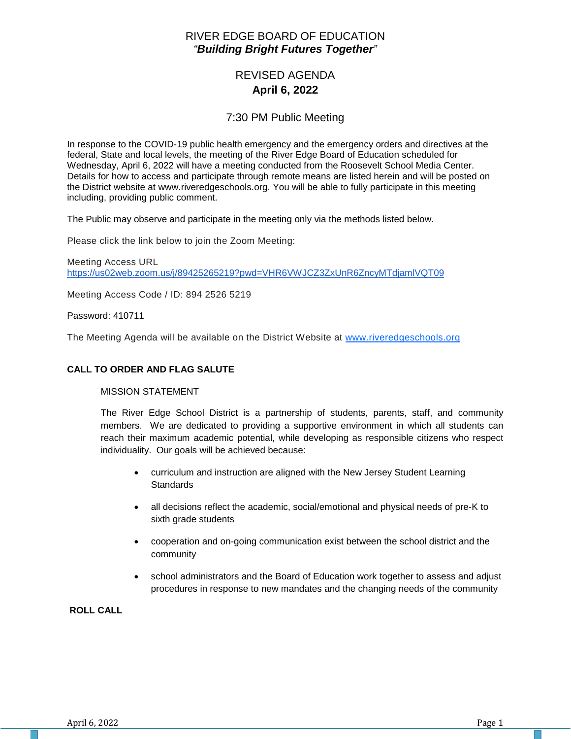# RIVER EDGE BOARD OF EDUCATION

*“**Building Bright Futures Together**”*

## REVISED AGENDA

**April 6, 2022**

### 7:30 PM Public Meeting

In response to the COVID-19 public health emergency and the emergency orders and directives at the federal, State and local levels, the meeting of the River Edge Board of Education scheduled for Wednesday, April 6, 2022 will have a meeting conducted from the Roosevelt School Media Center. Details for how to access and participate through remote means are listed herein and will be posted on the District website at www.riveredgeschools.org. You will be able to fully participate in this meeting including, providing public comment.

The Public may observe and participate in the meeting only via the methods listed below.

Please click the link below to join the Zoom Meeting:

Meeting Access URL
https://us02web.zoom.us/j/89425265219?pwd=VHR6VWJCZ3ZxUnR6ZncyMTdjamlVQT09

Meeting Access Code / ID: 894 2526 5219

Password: 410711

The Meeting Agenda will be available on the District Website at www.riveredgeschools.org

**CALL TO ORDER AND FLAG SALUTE**

MISSION STATEMENT

The River Edge School District is a partnership of students, parents, staff, and community members. We are dedicated to providing a supportive environment in which all students can reach their maximum academic potential, while developing as responsible citizens who respect individuality. Our goals will be achieved because:

- curriculum and instruction are aligned with the New Jersey Student Learning Standards
- all decisions reflect the academic, social/emotional and physical needs of pre-K to sixth grade students
- cooperation and on-going communication exist between the school district and the community
- school administrators and the Board of Education work together to assess and adjust procedures in response to new mandates and the changing needs of the community

**ROLL CALL**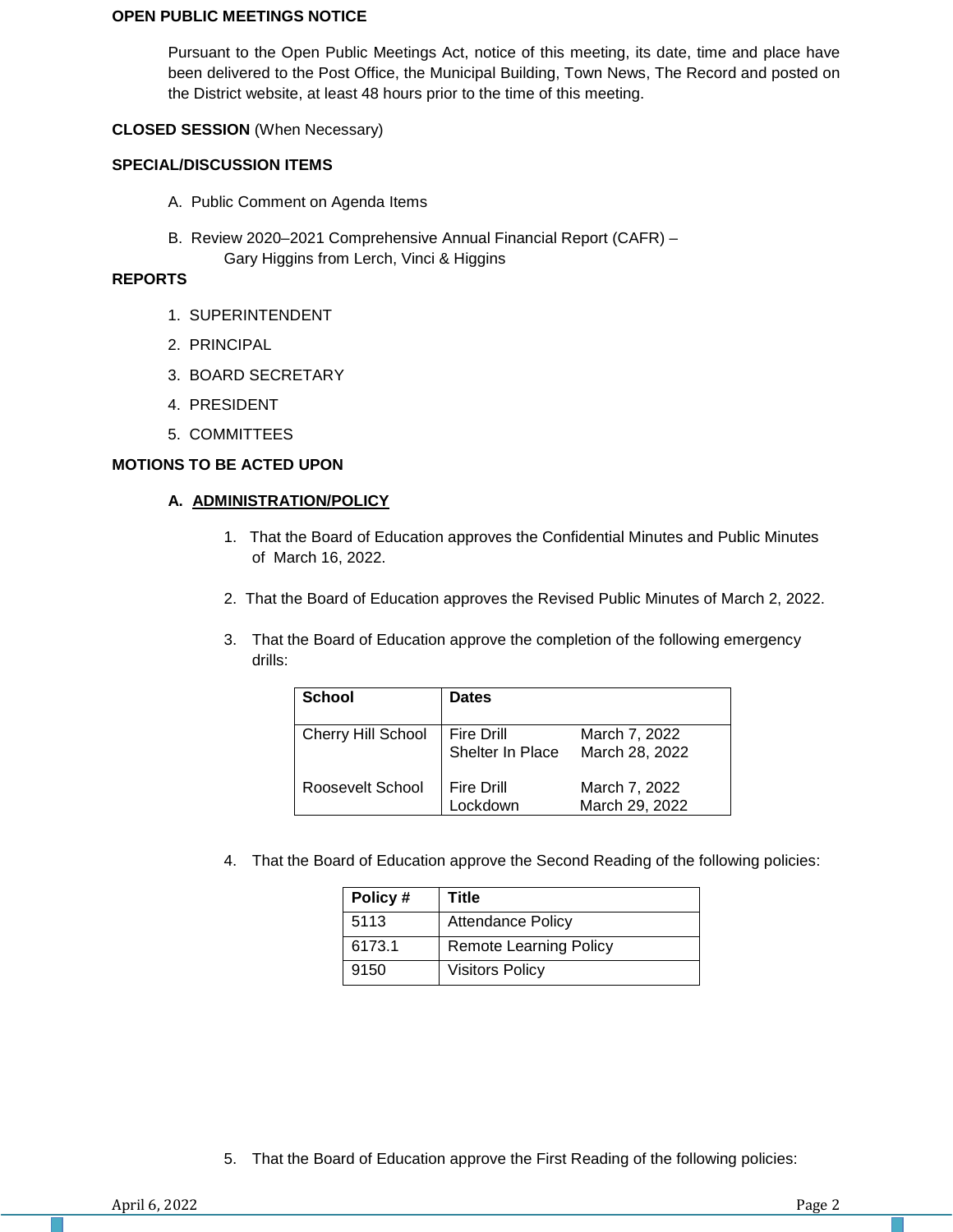**OPEN PUBLIC MEETINGS NOTICE**

Pursuant to the Open Public Meetings Act, notice of this meeting, its date, time and place have been delivered to the Post Office, the Municipal Building, Town News, The Record and posted on the District website, at least 48 hours prior to the time of this meeting.

**CLOSED SESSION** (When Necessary)

**SPECIAL/DISCUSSION ITEMS**

A. Public Comment on Agenda Items

B. Review 2020–2021 Comprehensive Annual Financial Report (CAFR) – Gary Higgins from Lerch, Vinci & Higgins

**REPORTS**

1. SUPERINTENDENT
2. PRINCIPAL
3. BOARD SECRETARY
4. PRESIDENT
5. COMMITTEES

**MOTIONS TO BE ACTED UPON**

**A. ADMINISTRATION/POLICY**

1. That the Board of Education approves the Confidential Minutes and Public Minutes of March 16, 2022.

2. That the Board of Education approves the Revised Public Minutes of March 2, 2022.

3. That the Board of Education approve the completion of the following emergency drills:

| School | Dates | |
|---|---|---|
| Cherry Hill School | Fire Drill | March 7, 2022 |
| | Shelter In Place | March 28, 2022 |
| Roosevelt School | Fire Drill | March 7, 2022 |
| | Lockdown | March 29, 2022 |

4. That the Board of Education approve the Second Reading of the following policies:

| Policy # | Title |
|---|---|
| 5113 | Attendance Policy |
| 6173.1 | Remote Learning Policy |
| 9150 | Visitors Policy |

5. That the Board of Education approve the First Reading of the following policies: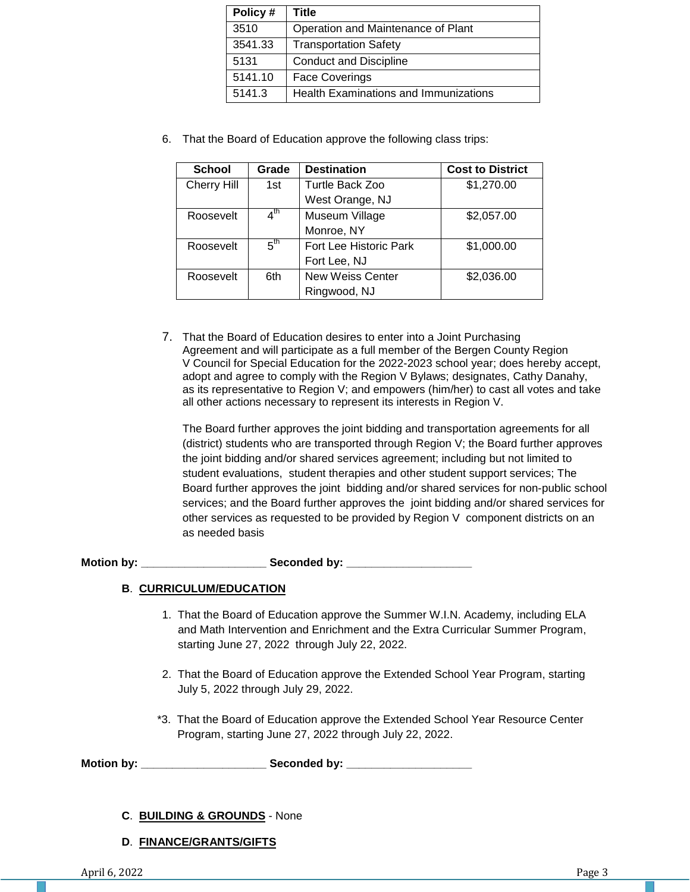| Policy # | Title |
|---|---|
| 3510 | Operation and Maintenance of Plant |
| 3541.33 | Transportation Safety |
| 5131 | Conduct and Discipline |
| 5141.10 | Face Coverings |
| 5141.3 | Health Examinations and Immunizations |

6. That the Board of Education approve the following class trips:

| School | Grade | Destination | Cost to District |
|---|---|---|---|
| Cherry Hill | 1st | Turtle Back Zoo West Orange, NJ | $1,270.00 |
| Roosevelt | 4th | Museum Village Monroe, NY | $2,057.00 |
| Roosevelt | 5th | Fort Lee Historic Park Fort Lee, NJ | $1,000.00 |
| Roosevelt | 6th | New Weiss Center Ringwood, NJ | $2,036.00 |

7. That the Board of Education desires to enter into a Joint Purchasing Agreement and will participate as a full member of the Bergen County Region V Council for Special Education for the 2022-2023 school year; does hereby accept, adopt and agree to comply with the Region V Bylaws; designates, Cathy Danahy, as its representative to Region V; and empowers (him/her) to cast all votes and take all other actions necessary to represent its interests in Region V.

   The Board further approves the joint bidding and transportation agreements for all (district) students who are transported through Region V; the Board further approves the joint bidding and/or shared services agreement; including but not limited to student evaluations, student therapies and other student support services; The Board further approves the joint bidding and/or shared services for non-public school services; and the Board further approves the joint bidding and/or shared services for other services as requested to be provided by Region V component districts on an as needed basis

**Motion by: ____________________ Seconded by: ____________________**

**B**. **CURRICULUM/EDUCATION**

1. That the Board of Education approve the Summer W.I.N. Academy, including ELA and Math Intervention and Enrichment and the Extra Curricular Summer Program, starting June 27, 2022 through July 22, 2022.

2. That the Board of Education approve the Extended School Year Program, starting July 5, 2022 through July 29, 2022.

*3. That the Board of Education approve the Extended School Year Resource Center Program, starting June 27, 2022 through July 22, 2022.

**Motion by: ____________________ Seconded by: ____________________**

**C**. **BUILDING & GROUNDS** - None

**D**. **FINANCE/GRANTS/GIFTS**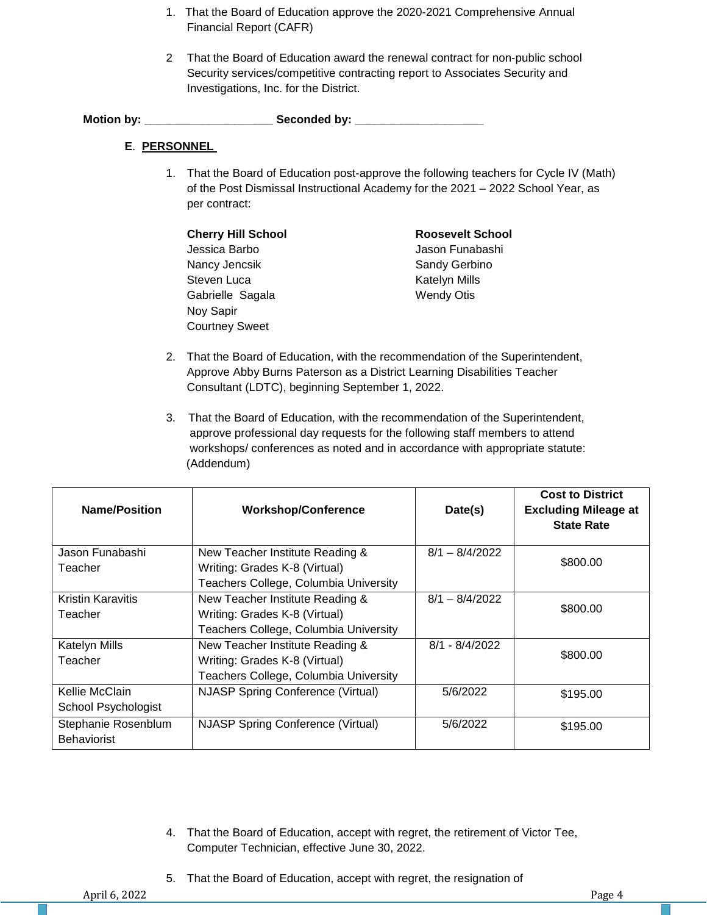1. That the Board of Education approve the 2020-2021 Comprehensive Annual Financial Report (CAFR)

2. That the Board of Education award the renewal contract for non-public school Security services/competitive contracting report to Associates Security and Investigations, Inc. for the District.

**Motion by: ____________________ Seconded by: ____________________**

**E. PERSONNEL**

1. That the Board of Education post-approve the following teachers for Cycle IV (Math) of the Post Dismissal Instructional Academy for the 2021 – 2022 School Year, as per contract:

   **Cherry Hill School**
   Jessica Barbo
   Nancy Jencsik
   Steven Luca
   Gabrielle Sagala
   Noy Sapir
   Courtney Sweet

   **Roosevelt School**
   Jason Funabashi
   Sandy Gerbino
   Katelyn Mills
   Wendy Otis

2. That the Board of Education, with the recommendation of the Superintendent, Approve Abby Burns Paterson as a District Learning Disabilities Teacher Consultant (LDTC), beginning September 1, 2022.

3. That the Board of Education, with the recommendation of the Superintendent, approve professional day requests for the following staff members to attend workshops/ conferences as noted and in accordance with appropriate statute: (Addendum)

| Name/Position | Workshop/Conference | Date(s) | Cost to District Excluding Mileage at State Rate |
|---|---|---|---|
| Jason Funabashi Teacher | New Teacher Institute Reading & Writing: Grades K-8 (Virtual) Teachers College, Columbia University | 8/1 – 8/4/2022 | $800.00 |
| Kristin Karavitis Teacher | New Teacher Institute Reading & Writing: Grades K-8 (Virtual) Teachers College, Columbia University | 8/1 – 8/4/2022 | $800.00 |
| Katelyn Mills Teacher | New Teacher Institute Reading & Writing: Grades K-8 (Virtual) Teachers College, Columbia University | 8/1 - 8/4/2022 | $800.00 |
| Kellie McClain School Psychologist | NJASP Spring Conference (Virtual) | 5/6/2022 | $195.00 |
| Stephanie Rosenblum Behaviorist | NJASP Spring Conference (Virtual) | 5/6/2022 | $195.00 |

4. That the Board of Education, accept with regret, the retirement of Victor Tee, Computer Technician, effective June 30, 2022.

5. That the Board of Education, accept with regret, the resignation of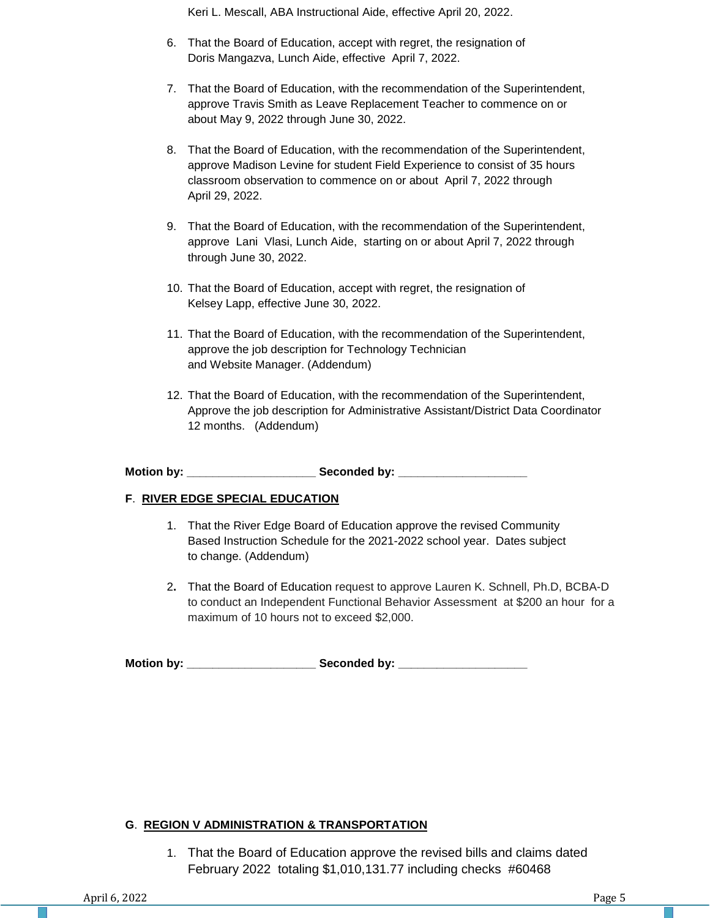Keri L. Mescall, ABA Instructional Aide, effective April 20, 2022.

6. That the Board of Education, accept with regret, the resignation of Doris Mangazva, Lunch Aide, effective April 7, 2022.

7. That the Board of Education, with the recommendation of the Superintendent, approve Travis Smith as Leave Replacement Teacher to commence on or about May 9, 2022 through June 30, 2022.

8. That the Board of Education, with the recommendation of the Superintendent, approve Madison Levine for student Field Experience to consist of 35 hours classroom observation to commence on or about April 7, 2022 through April 29, 2022.

9. That the Board of Education, with the recommendation of the Superintendent, approve Lani Vlasi, Lunch Aide, starting on or about April 7, 2022 through through June 30, 2022.

10. That the Board of Education, accept with regret, the resignation of Kelsey Lapp, effective June 30, 2022.

11. That the Board of Education, with the recommendation of the Superintendent, approve the job description for Technology Technician and Website Manager. (Addendum)

12. That the Board of Education, with the recommendation of the Superintendent, Approve the job description for Administrative Assistant/District Data Coordinator 12 months. (Addendum)

**Motion by: ____________________ Seconded by: ____________________**

**F**. **RIVER EDGE SPECIAL EDUCATION**

1. That the River Edge Board of Education approve the revised Community Based Instruction Schedule for the 2021-2022 school year. Dates subject to change. (Addendum)

2. That the Board of Education request to approve Lauren K. Schnell, Ph.D, BCBA-D to conduct an Independent Functional Behavior Assessment at $200 an hour for a maximum of 10 hours not to exceed $2,000.

**Motion by: ____________________ Seconded by: ____________________**

**G**. **REGION V ADMINISTRATION & TRANSPORTATION**

1. That the Board of Education approve the revised bills and claims dated February 2022 totaling $1,010,131.77 including checks #60468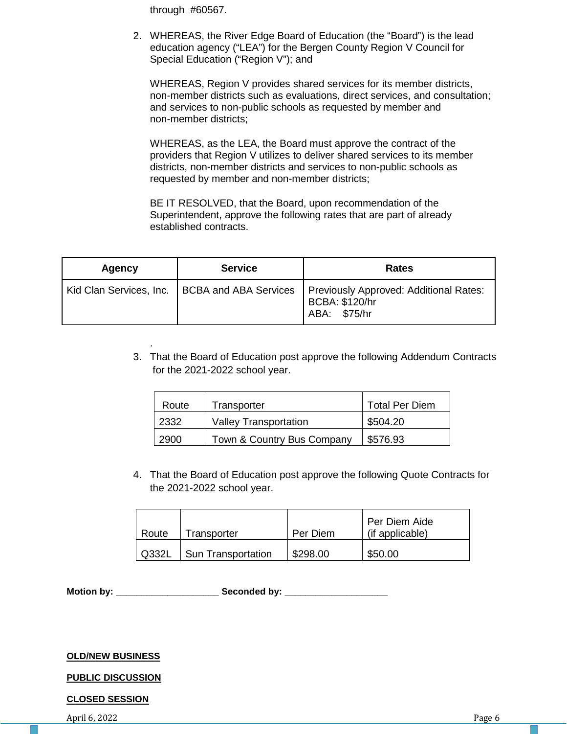through #60567.

2. WHEREAS, the River Edge Board of Education (the "Board") is the lead education agency ("LEA") for the Bergen County Region V Council for Special Education ("Region V"); and

   WHEREAS, Region V provides shared services for its member districts, non-member districts such as evaluations, direct services, and consultation; and services to non-public schools as requested by member and non-member districts;

   WHEREAS, as the LEA, the Board must approve the contract of the providers that Region V utilizes to deliver shared services to its member districts, non-member districts and services to non-public schools as requested by member and non-member districts;

   BE IT RESOLVED, that the Board, upon recommendation of the Superintendent, approve the following rates that are part of already established contracts.

| Agency | Service | Rates |
|---|---|---|
| Kid Clan Services, Inc. | BCBA and ABA Services | Previously Approved: Additional Rates:<br>BCBA: $120/hr<br>ABA: $75/hr |

.

3. That the Board of Education post approve the following Addendum Contracts for the 2021-2022 school year.

| Route | Transporter | Total Per Diem |
|---|---|---|
| 2332 | Valley Transportation | $504.20 |
| 2900 | Town & Country Bus Company | $576.93 |

4. That the Board of Education post approve the following Quote Contracts for the 2021-2022 school year.

| Route | Transporter | Per Diem | Per Diem Aide (if applicable) |
|---|---|---|---|
| Q332L | Sun Transportation | $298.00 | $50.00 |

**Motion by: ____________________ Seconded by: ____________________**

**OLD/NEW BUSINESS**

**PUBLIC DISCUSSION**

**CLOSED SESSION**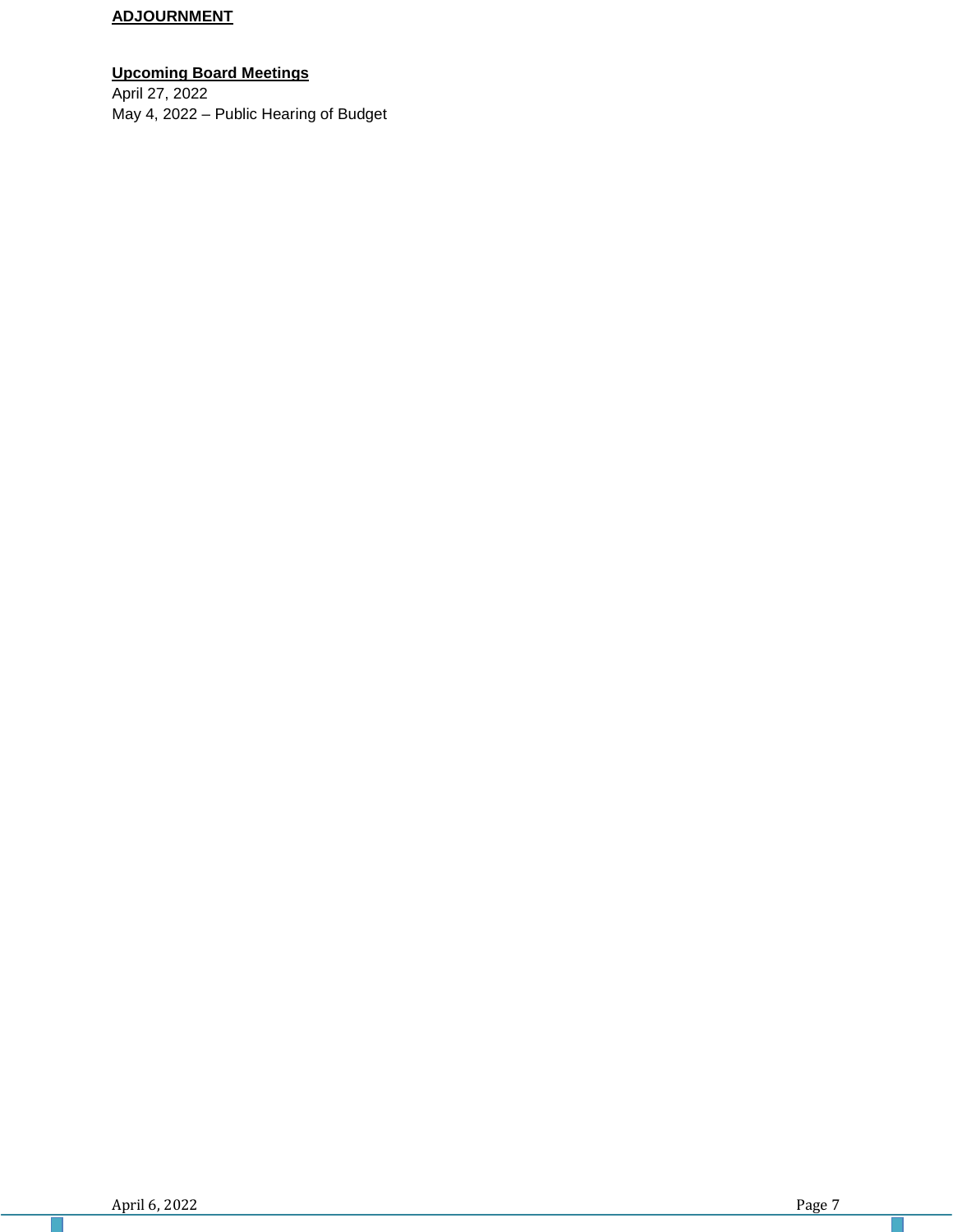**ADJOURNMENT**

**Upcoming Board Meetings**

April 27, 2022
May 4, 2022 – Public Hearing of Budget